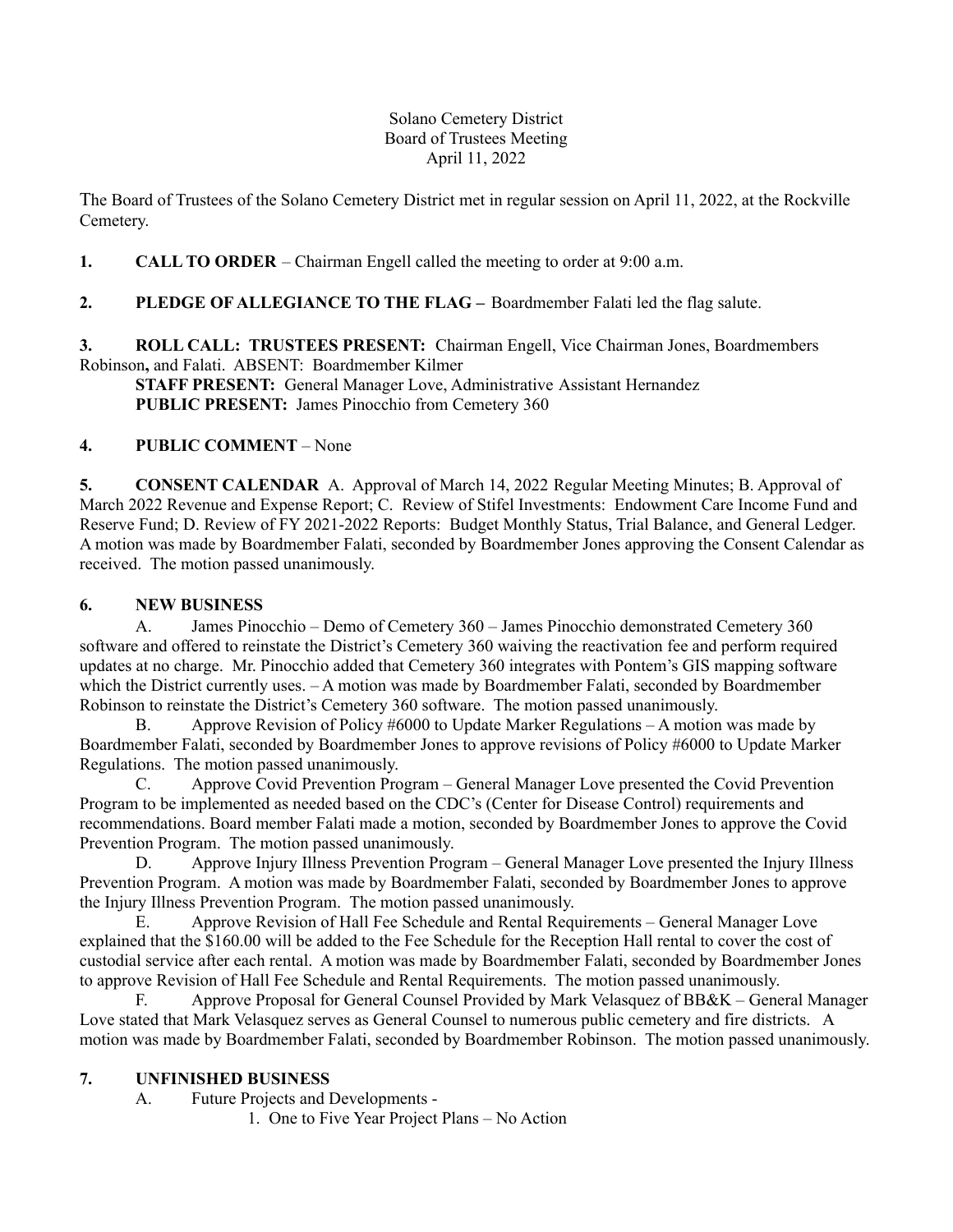Solano Cemetery District
Board of Trustees Meeting
April 11, 2022

The Board of Trustees of the Solano Cemetery District met in regular session on April 11, 2022, at the Rockville Cemetery.

**1. CALL TO ORDER** – Chairman Engell called the meeting to order at 9:00 a.m.

**2. PLEDGE OF ALLEGIANCE TO THE FLAG –** Boardmember Falati led the flag salute.

**3. ROLL CALL: TRUSTEES PRESENT:** Chairman Engell, Vice Chairman Jones, Boardmembers Robinson**,** and Falati. ABSENT: Boardmember Kilmer

**STAFF PRESENT:** General Manager Love, Administrative Assistant Hernandez

**PUBLIC PRESENT:** James Pinocchio from Cemetery 360

**4. PUBLIC COMMENT** – None

**5. CONSENT CALENDAR** A. Approval of March 14, 2022 Regular Meeting Minutes; B. Approval of March 2022 Revenue and Expense Report; C. Review of Stifel Investments: Endowment Care Income Fund and Reserve Fund; D. Review of FY 2021-2022 Reports: Budget Monthly Status, Trial Balance, and General Ledger. A motion was made by Boardmember Falati, seconded by Boardmember Jones approving the Consent Calendar as received. The motion passed unanimously.

**6. NEW BUSINESS**

A. James Pinocchio – Demo of Cemetery 360 – James Pinocchio demonstrated Cemetery 360 software and offered to reinstate the District's Cemetery 360 waiving the reactivation fee and perform required updates at no charge. Mr. Pinocchio added that Cemetery 360 integrates with Pontem's GIS mapping software which the District currently uses. – A motion was made by Boardmember Falati, seconded by Boardmember Robinson to reinstate the District's Cemetery 360 software. The motion passed unanimously.

B. Approve Revision of Policy #6000 to Update Marker Regulations – A motion was made by Boardmember Falati, seconded by Boardmember Jones to approve revisions of Policy #6000 to Update Marker Regulations. The motion passed unanimously.

C. Approve Covid Prevention Program – General Manager Love presented the Covid Prevention Program to be implemented as needed based on the CDC's (Center for Disease Control) requirements and recommendations. Board member Falati made a motion, seconded by Boardmember Jones to approve the Covid Prevention Program. The motion passed unanimously.

D. Approve Injury Illness Prevention Program – General Manager Love presented the Injury Illness Prevention Program. A motion was made by Boardmember Falati, seconded by Boardmember Jones to approve the Injury Illness Prevention Program. The motion passed unanimously.

E. Approve Revision of Hall Fee Schedule and Rental Requirements – General Manager Love explained that the $160.00 will be added to the Fee Schedule for the Reception Hall rental to cover the cost of custodial service after each rental. A motion was made by Boardmember Falati, seconded by Boardmember Jones to approve Revision of Hall Fee Schedule and Rental Requirements. The motion passed unanimously.

F. Approve Proposal for General Counsel Provided by Mark Velasquez of BB&K – General Manager Love stated that Mark Velasquez serves as General Counsel to numerous public cemetery and fire districts. A motion was made by Boardmember Falati, seconded by Boardmember Robinson. The motion passed unanimously.

**7. UNFINISHED BUSINESS**

A. Future Projects and Developments -

1. One to Five Year Project Plans – No Action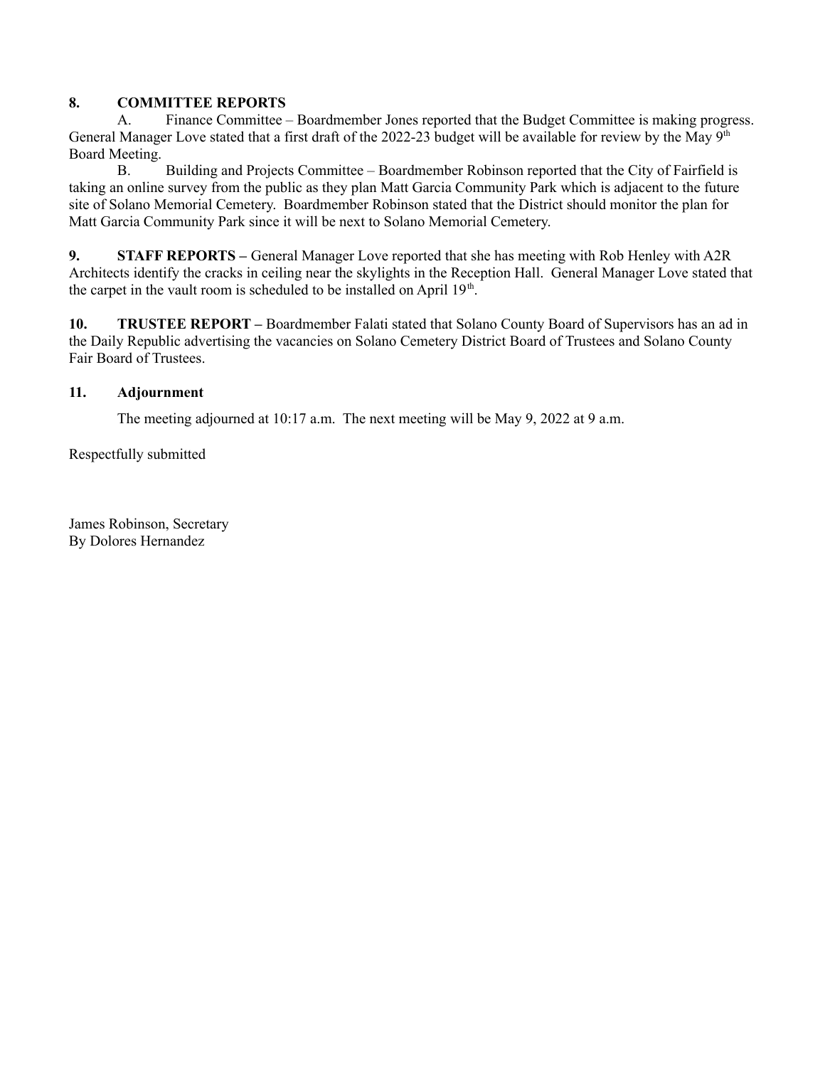## 8. COMMITTEE REPORTS

A. Finance Committee – Boardmember Jones reported that the Budget Committee is making progress. General Manager Love stated that a first draft of the 2022-23 budget will be available for review by the May 9th Board Meeting.

B. Building and Projects Committee – Boardmember Robinson reported that the City of Fairfield is taking an online survey from the public as they plan Matt Garcia Community Park which is adjacent to the future site of Solano Memorial Cemetery. Boardmember Robinson stated that the District should monitor the plan for Matt Garcia Community Park since it will be next to Solano Memorial Cemetery.

**9. STAFF REPORTS –** General Manager Love reported that she has meeting with Rob Henley with A2R Architects identify the cracks in ceiling near the skylights in the Reception Hall. General Manager Love stated that the carpet in the vault room is scheduled to be installed on April 19th.

**10. TRUSTEE REPORT –** Boardmember Falati stated that Solano County Board of Supervisors has an ad in the Daily Republic advertising the vacancies on Solano Cemetery District Board of Trustees and Solano County Fair Board of Trustees.

## 11. Adjournment

The meeting adjourned at 10:17 a.m. The next meeting will be May 9, 2022 at 9 a.m.

Respectfully submitted

James Robinson, Secretary
By Dolores Hernandez